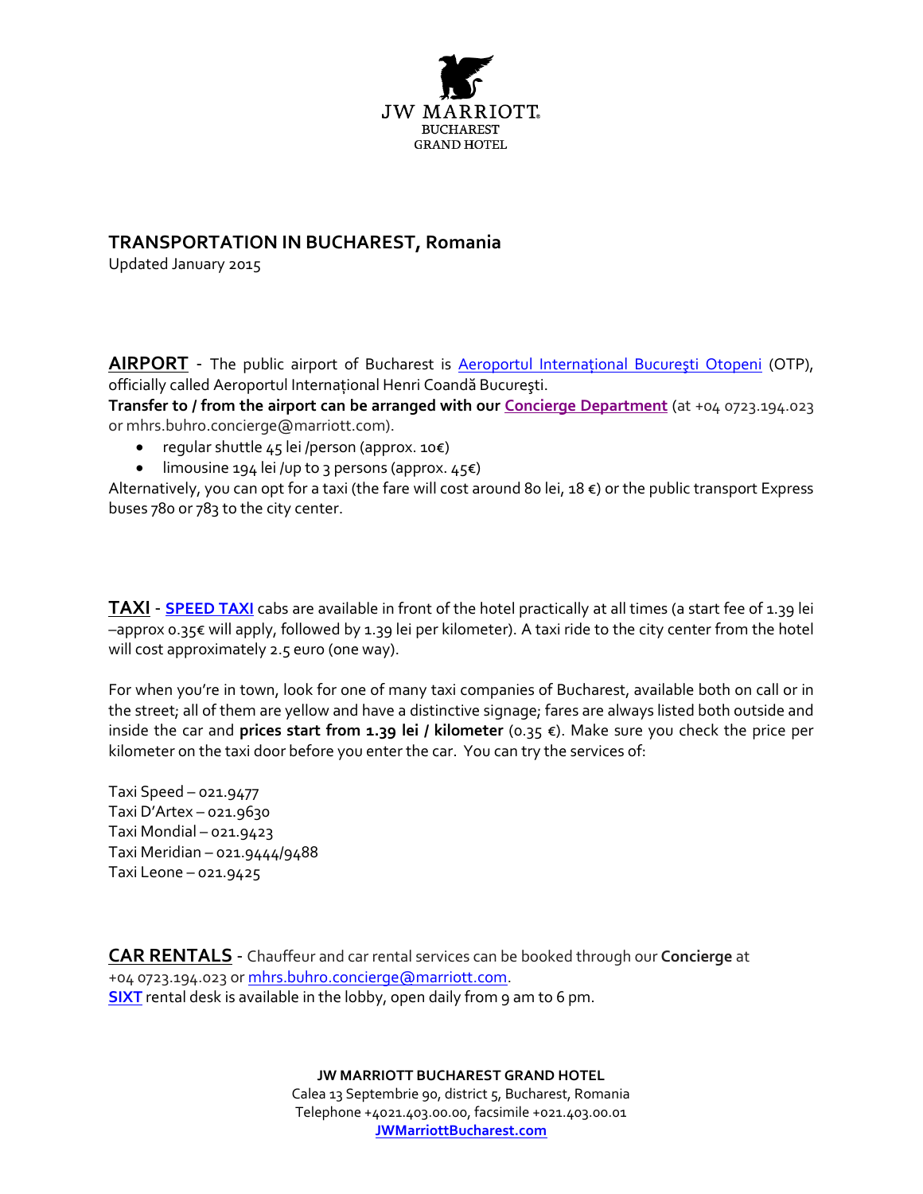JW MARRIOTT
BUCHAREST
GRAND HOTEL

## TRANSPORTATION IN BUCHAREST, Romania

Updated January 2015

**AIRPORT** - The public airport of Bucharest is Aeroportul Internațional Bucureşti Otopeni (OTP), officially called Aeroportul Internațional Henri Coandă Bucureşti.
**Transfer to / from the airport can be arranged with our Concierge Department** (at +04 0723.194.023 or mhrs.buhro.concierge@marriott.com).

- regular shuttle 45 lei /person (approx. 10€)
- limousine 194 lei /up to 3 persons (approx. 45€)

Alternatively, you can opt for a taxi (the fare will cost around 80 lei, 18 €) or the public transport Express buses 780 or 783 to the city center.

**TAXI** - **SPEED TAXI** cabs are available in front of the hotel practically at all times (a start fee of 1.39 lei –approx 0.35€ will apply, followed by 1.39 lei per kilometer). A taxi ride to the city center from the hotel will cost approximately 2.5 euro (one way).

For when you're in town, look for one of many taxi companies of Bucharest, available both on call or in the street; all of them are yellow and have a distinctive signage; fares are always listed both outside and inside the car and **prices start from 1.39 lei / kilometer** (0.35 €). Make sure you check the price per kilometer on the taxi door before you enter the car. You can try the services of:

Taxi Speed – 021.9477
Taxi D'Artex – 021.9630
Taxi Mondial – 021.9423
Taxi Meridian – 021.9444/9488
Taxi Leone – 021.9425

**CAR RENTALS** - Chauffeur and car rental services can be booked through our **Concierge** at +04 0723.194.023 or mhrs.buhro.concierge@marriott.com.
**SIXT** rental desk is available in the lobby, open daily from 9 am to 6 pm.

**JW MARRIOTT BUCHAREST GRAND HOTEL**
Calea 13 Septembrie 90, district 5, Bucharest, Romania
Telephone +4021.403.00.00, facsimile +021.403.00.01
**JWMarriottBucharest.com**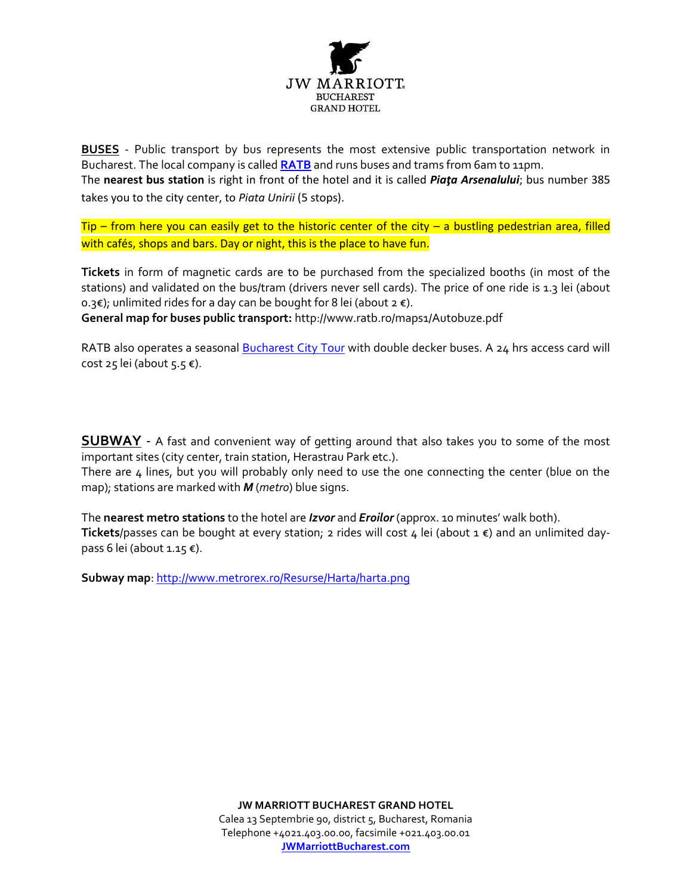JW MARRIOTT
BUCHAREST
GRAND HOTEL

**BUSES** - Public transport by bus represents the most extensive public transportation network in Bucharest. The local company is called **RATB** and runs buses and trams from 6am to 11pm.
The **nearest bus station** is right in front of the hotel and it is called ***Piaţa Arsenalului***; bus number 385 takes you to the city center, to *Piata Unirii* (5 stops).

Tip – from here you can easily get to the historic center of the city – a bustling pedestrian area, filled with cafés, shops and bars. Day or night, this is the place to have fun.

**Tickets** in form of magnetic cards are to be purchased from the specialized booths (in most of the stations) and validated on the bus/tram (drivers never sell cards). The price of one ride is 1.3 lei (about 0.3€); unlimited rides for a day can be bought for 8 lei (about 2 €).
**General map for buses public transport:** http://www.ratb.ro/maps1/Autobuze.pdf

RATB also operates a seasonal Bucharest City Tour with double decker buses. A 24 hrs access card will cost 25 lei (about 5.5 €).

**SUBWAY** - A fast and convenient way of getting around that also takes you to some of the most important sites (city center, train station, Herastrau Park etc.).
There are 4 lines, but you will probably only need to use the one connecting the center (blue on the map); stations are marked with ***M*** (*metro*) blue signs.

The **nearest metro stations** to the hotel are ***Izvor*** and ***Eroilor*** (approx. 10 minutes' walk both).
**Tickets**/passes can be bought at every station; 2 rides will cost 4 lei (about 1 €) and an unlimited day-pass 6 lei (about 1.15 €).

**Subway map**: http://www.metrorex.ro/Resurse/Harta/harta.png

**JW MARRIOTT BUCHAREST GRAND HOTEL**
Calea 13 Septembrie 90, district 5, Bucharest, Romania
Telephone +4021.403.00.00, facsimile +021.403.00.01
**JWMarriottBucharest.com**